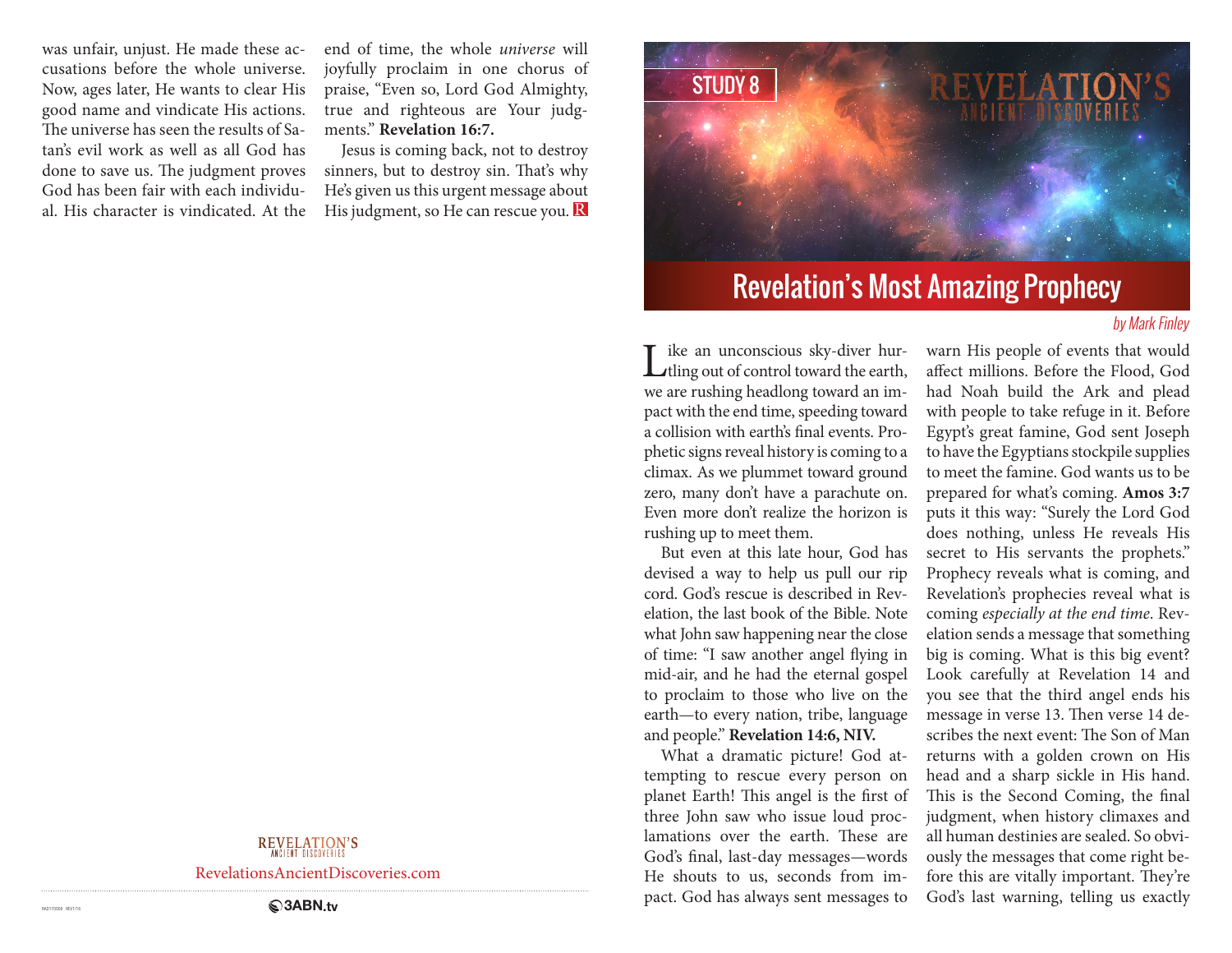was unfair, unjust. He made these accusations before the whole universe. Now, ages later, He wants to clear His good name and vindicate His actions. The universe has seen the results of Satan's evil work as well as all God has done to save us. The judgment proves God has been fair with each individual. His character is vindicated. At the end of time, the whole *universe* will joyfully proclaim in one chorus of praise, "Even so, Lord God Almighty, true and righteous are Your judgments." **Revelation 16:7.**

Jesus is coming back, not to destroy sinners, but to destroy sin. That's why He's given us this urgent message about His judgment, so He can rescue you.

REVELATION'S ANCIENT DISCOVERIES

RevelationsAncientDiscoveries.com

3ABN.tv

STUDY 8

REVELATION'S ANCIENT DISCOVERIES

# Revelation's Most Amazing Prophecy

*by Mark Finley*

Like an unconscious sky-diver hurtling out of control toward the earth, we are rushing headlong toward an impact with the end time, speeding toward a collision with earth's final events. Prophetic signs reveal history is coming to a climax. As we plummet toward ground zero, many don't have a parachute on. Even more don't realize the horizon is rushing up to meet them.

But even at this late hour, God has devised a way to help us pull our rip cord. God's rescue is described in Revelation, the last book of the Bible. Note what John saw happening near the close of time: "I saw another angel flying in mid-air, and he had the eternal gospel to proclaim to those who live on the earth—to every nation, tribe, language and people." **Revelation 14:6, NIV.**

What a dramatic picture! God attempting to rescue every person on planet Earth! This angel is the first of three John saw who issue loud proclamations over the earth. These are God's final, last-day messages—words He shouts to us, seconds from impact. God has always sent messages to warn His people of events that would affect millions. Before the Flood, God had Noah build the Ark and plead with people to take refuge in it. Before Egypt's great famine, God sent Joseph to have the Egyptians stockpile supplies to meet the famine. God wants us to be prepared for what's coming. **Amos 3:7** puts it this way: "Surely the Lord God does nothing, unless He reveals His secret to His servants the prophets." Prophecy reveals what is coming, and Revelation's prophecies reveal what is coming *especially at the end time*. Revelation sends a message that something big is coming. What is this big event? Look carefully at Revelation 14 and you see that the third angel ends his message in verse 13. Then verse 14 describes the next event: The Son of Man returns with a golden crown on His head and a sharp sickle in His hand. This is the Second Coming, the final judgment, when history climaxes and all human destinies are sealed. So obviously the messages that come right before this are vitally important. They're God's last warning, telling us exactly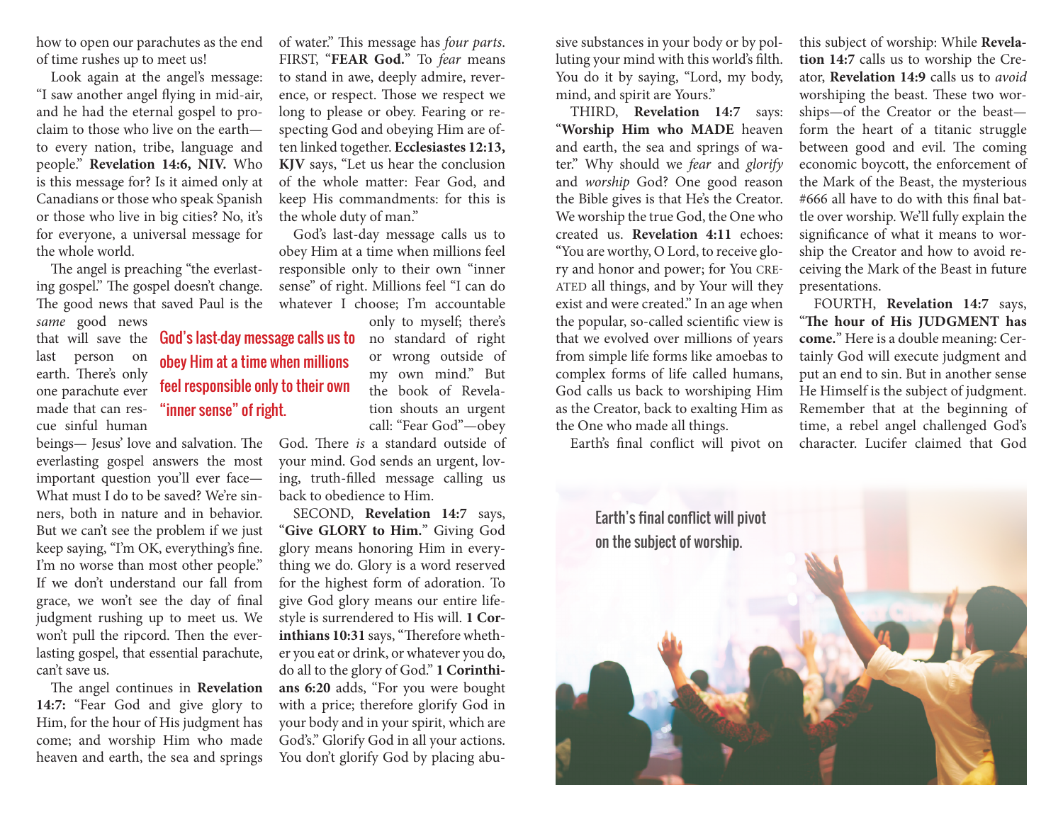how to open our parachutes as the end of time rushes up to meet us!

Look again at the angel's message: "I saw another angel flying in mid-air, and he had the eternal gospel to proclaim to those who live on the earth—to every nation, tribe, language and people." **Revelation 14:6, NIV.** Who is this message for? Is it aimed only at Canadians or those who speak Spanish or those who live in big cities? No, it's for everyone, a universal message for the whole world.

The angel is preaching "the everlasting gospel." The gospel doesn't change. The good news that saved Paul is the *same* good news that will save the last person on earth. There's only one parachute ever made that can rescue sinful human beings— Jesus' love and salvation. The everlasting gospel answers the most important question you'll ever face—What must I do to be saved? We're sinners, both in nature and in behavior. But we can't see the problem if we just keep saying, "I'm OK, everything's fine. I'm no worse than most other people." If we don't understand our fall from grace, we won't see the day of final judgment rushing up to meet us. We won't pull the ripcord. Then the everlasting gospel, that essential parachute, can't save us.

The angel continues in **Revelation 14:7:** "Fear God and give glory to Him, for the hour of His judgment has come; and worship Him who made heaven and earth, the sea and springs of water." This message has *four parts*. FIRST, "**FEAR God.**" To *fear* means to stand in awe, deeply admire, reverence, or respect. Those we respect we long to please or obey. Fearing or respecting God and obeying Him are often linked together. **Ecclesiastes 12:13, KJV** says, "Let us hear the conclusion of the whole matter: Fear God, and keep His commandments: for this is the whole duty of man."

God's last-day message calls us to obey Him at a time when millions feel responsible only to their own "inner sense" of right. Millions feel "I can do whatever I choose; I'm accountable only to myself; there's no standard of right or wrong outside of my own mind." But the book of Revelation shouts an urgent call: "Fear God"—obey God. There *is* a standard outside of your mind. God sends an urgent, loving, truth-filled message calling us back to obedience to Him.

God's last-day message calls us to obey Him at a time when millions feel responsible only to their own "inner sense" of right.

SECOND, **Revelation 14:7** says, "**Give GLORY to Him.**" Giving God glory means honoring Him in everything we do. Glory is a word reserved for the highest form of adoration. To give God glory means our entire lifestyle is surrendered to His will. **1 Corinthians 10:31** says, "Therefore whether you eat or drink, or whatever you do, do all to the glory of God." **1 Corinthians 6:20** adds, "For you were bought with a price; therefore glorify God in your body and in your spirit, which are God's." Glorify God in all your actions. You don't glorify God by placing abusive substances in your body or by polluting your mind with this world's filth. You do it by saying, "Lord, my body, mind, and spirit are Yours."

THIRD, **Revelation 14:7** says: "**Worship Him who MADE** heaven and earth, the sea and springs of water." Why should we *fear* and *glorify* and *worship* God? One good reason the Bible gives is that He's the Creator. We worship the true God, the One who created us. **Revelation 4:11** echoes: "You are worthy, O Lord, to receive glory and honor and power; for You CREATED all things, and by Your will they exist and were created." In an age when the popular, so-called scientific view is that we evolved over millions of years from simple life forms like amoebas to complex forms of life called humans, God calls us back to worshiping Him as the Creator, back to exalting Him as the One who made all things.

Earth's final conflict will pivot on this subject of worship: While **Revelation 14:7** calls us to worship the Creator, **Revelation 14:9** calls us to *avoid* worshiping the beast. These two worships—of the Creator or the beast—form the heart of a titanic struggle between good and evil. The coming economic boycott, the enforcement of the Mark of the Beast, the mysterious #666 all have to do with this final battle over worship. We'll fully explain the significance of what it means to worship the Creator and how to avoid receiving the Mark of the Beast in future presentations.

FOURTH, **Revelation 14:7** says, "**The hour of His JUDGMENT has come.**" Here is a double meaning: Certainly God will execute judgment and put an end to sin. But in another sense He Himself is the subject of judgment. Remember that at the beginning of time, a rebel angel challenged God's character. Lucifer claimed that God

Earth's final conflict will pivot on the subject of worship.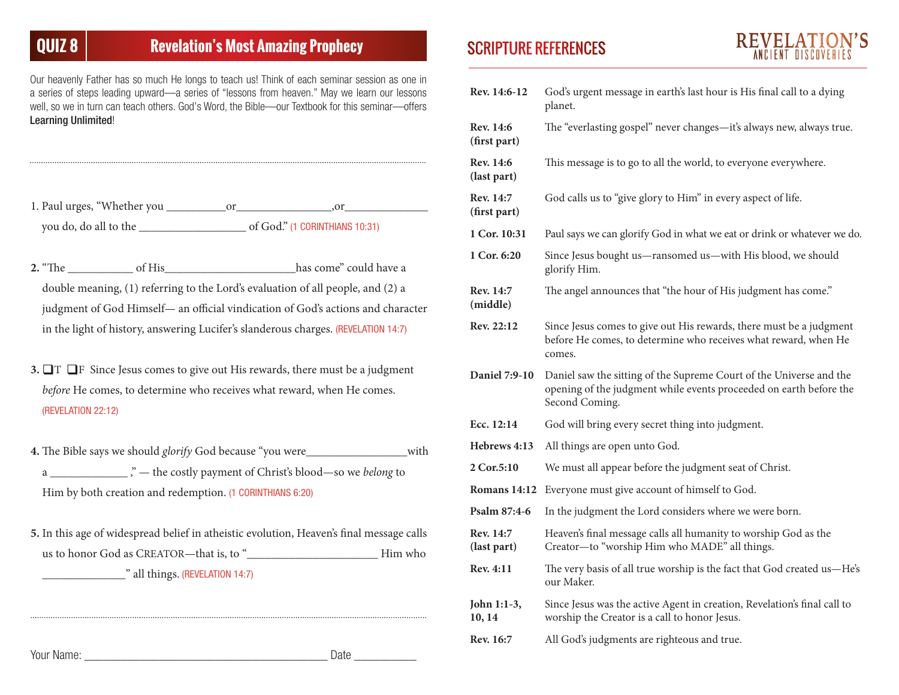## QUIZ 8 Revelation's Most Amazing Prophecy

Our heavenly Father has so much He longs to teach us! Think of each seminar session as one in a series of steps leading upward—a series of "lessons from heaven." May we learn our lessons well, so we in turn can teach others. God's Word, the Bible—our Textbook for this seminar—offers **Learning Unlimited**!

1. Paul urges, "Whether you __________or________________,or______________ you do, do all to the __________________ of God." (1 CORINTHIANS 10:31)

**2.** "The ___________ of His______________________has come" could have a double meaning, (1) referring to the Lord's evaluation of all people, and (2) a judgment of God Himself— an official vindication of God's actions and character in the light of history, answering Lucifer's slanderous charges. (REVELATION 14:7)

**3.** ❑T ❑F Since Jesus comes to give out His rewards, there must be a judgment *before* He comes, to determine who receives what reward, when He comes. (REVELATION 22:12)

**4.** The Bible says we should *glorify* God because "you were_________________with a _____________ ," — the costly payment of Christ's blood—so we *belong* to Him by both creation and redemption. (1 CORINTHIANS 6:20)

**5.** In this age of widespread belief in atheistic evolution, Heaven's final message calls us to honor God as CREATOR—that is, to "______________________ Him who ______________" all things. (REVELATION 14:7)

Your Name: ________________________________________ Date __________

## SCRIPTURE REFERENCES

REVELATION'S ANCIENT DISCOVERIES

| | |
|---|---|
| **Rev. 14:6-12** | God's urgent message in earth's last hour is His final call to a dying planet. |
| **Rev. 14:6 (first part)** | The "everlasting gospel" never changes—it's always new, always true. |
| **Rev. 14:6 (last part)** | This message is to go to all the world, to everyone everywhere. |
| **Rev. 14:7 (first part)** | God calls us to "give glory to Him" in every aspect of life. |
| **1 Cor. 10:31** | Paul says we can glorify God in what we eat or drink or whatever we do. |
| **1 Cor. 6:20** | Since Jesus bought us—ransomed us—with His blood, we should glorify Him. |
| **Rev. 14:7 (middle)** | The angel announces that "the hour of His judgment has come." |
| **Rev. 22:12** | Since Jesus comes to give out His rewards, there must be a judgment before He comes, to determine who receives what reward, when He comes. |
| **Daniel 7:9-10** | Daniel saw the sitting of the Supreme Court of the Universe and the opening of the judgment while events proceeded on earth before the Second Coming. |
| **Ecc. 12:14** | God will bring every secret thing into judgment. |
| **Hebrews 4:13** | All things are open unto God. |
| **2 Cor.5:10** | We must all appear before the judgment seat of Christ. |
| **Romans 14:12** | Everyone must give account of himself to God. |
| **Psalm 87:4-6** | In the judgment the Lord considers where we were born. |
| **Rev. 14:7 (last part)** | Heaven's final message calls all humanity to worship God as the Creator—to "worship Him who MADE" all things. |
| **Rev. 4:11** | The very basis of all true worship is the fact that God created us—He's our Maker. |
| **John 1:1-3, 10, 14** | Since Jesus was the active Agent in creation, Revelation's final call to worship the Creator is a call to honor Jesus. |
| **Rev. 16:7** | All God's judgments are righteous and true. |